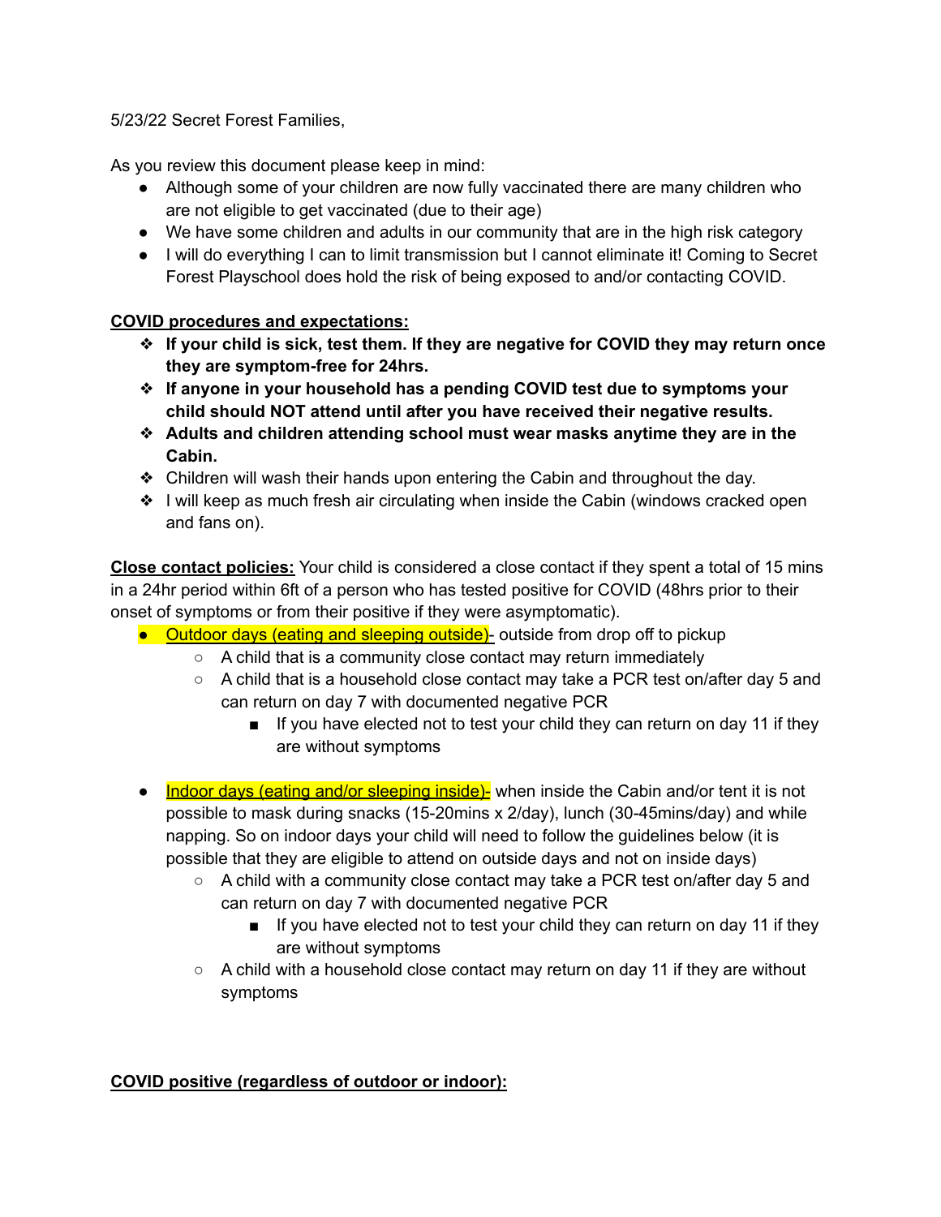5/23/22 Secret Forest Families,

As you review this document please keep in mind:

- Although some of your children are now fully vaccinated there are many children who are not eligible to get vaccinated (due to their age)
- We have some children and adults in our community that are in the high risk category
- I will do everything I can to limit transmission but I cannot eliminate it! Coming to Secret Forest Playschool does hold the risk of being exposed to and/or contacting COVID.

**<u>COVID procedures and expectations:</u>**

- **If your child is sick, test them. If they are negative for COVID they may return once they are symptom-free for 24hrs.**
- **If anyone in your household has a pending COVID test due to symptoms your child should NOT attend until after you have received their negative results.**
- **Adults and children attending school must wear masks anytime they are in the Cabin.**
- Children will wash their hands upon entering the Cabin and throughout the day.
- I will keep as much fresh air circulating when inside the Cabin (windows cracked open and fans on).

**<u>Close contact policies:</u>** Your child is considered a close contact if they spent a total of 15 mins in a 24hr period within 6ft of a person who has tested positive for COVID (48hrs prior to their onset of symptoms or from their positive if they were asymptomatic).

- <u>Outdoor days (eating and sleeping outside)-</u> outside from drop off to pickup
  - A child that is a community close contact may return immediately
  - A child that is a household close contact may take a PCR test on/after day 5 and can return on day 7 with documented negative PCR
    - If you have elected not to test your child they can return on day 11 if they are without symptoms

- <u>Indoor days (eating and/or sleeping inside)-</u> when inside the Cabin and/or tent it is not possible to mask during snacks (15-20mins x 2/day), lunch (30-45mins/day) and while napping. So on indoor days your child will need to follow the guidelines below (it is possible that they are eligible to attend on outside days and not on inside days)
  - A child with a community close contact may take a PCR test on/after day 5 and can return on day 7 with documented negative PCR
    - If you have elected not to test your child they can return on day 11 if they are without symptoms
  - A child with a household close contact may return on day 11 if they are without symptoms

**<u>COVID positive (regardless of outdoor or indoor):</u>**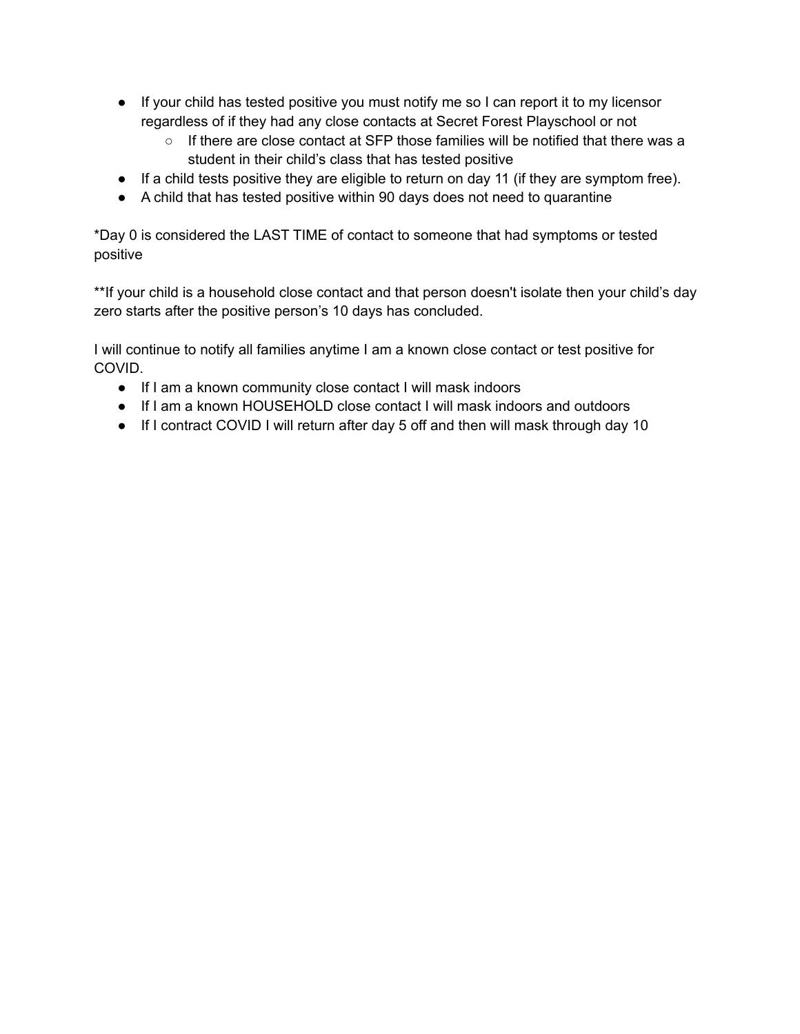- If your child has tested positive you must notify me so I can report it to my licensor regardless of if they had any close contacts at Secret Forest Playschool or not
  - If there are close contact at SFP those families will be notified that there was a student in their child's class that has tested positive
- If a child tests positive they are eligible to return on day 11 (if they are symptom free).
- A child that has tested positive within 90 days does not need to quarantine

*Day 0 is considered the LAST TIME of contact to someone that had symptoms or tested positive

**If your child is a household close contact and that person doesn't isolate then your child's day zero starts after the positive person's 10 days has concluded.

I will continue to notify all families anytime I am a known close contact or test positive for COVID.

- If I am a known community close contact I will mask indoors
- If I am a known HOUSEHOLD close contact I will mask indoors and outdoors
- If I contract COVID I will return after day 5 off and then will mask through day 10